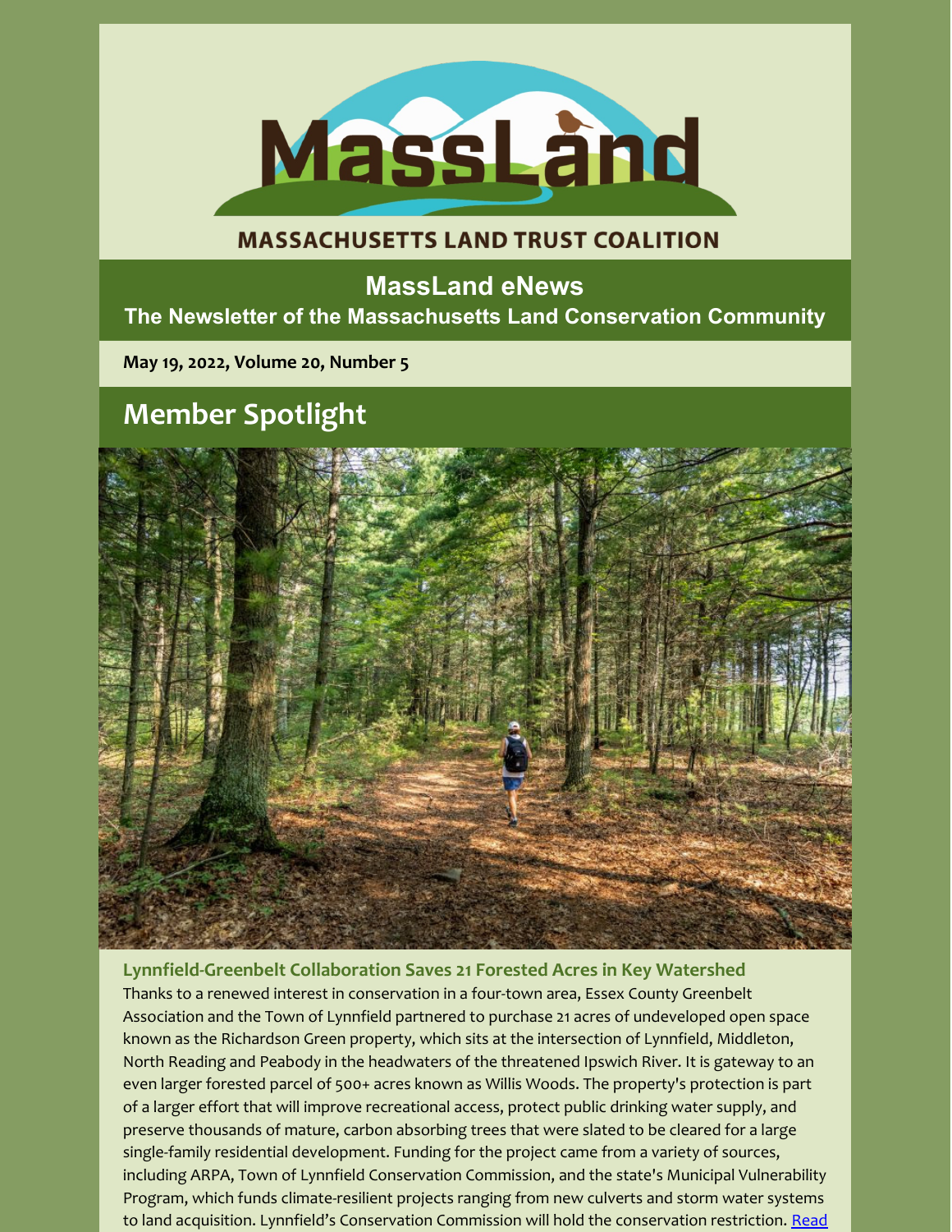# MassLand

MASSACHUSETTS LAND TRUST COALITION

## MassLand eNews

**The Newsletter of the Massachusetts Land Conservation Community**

**May 19, 2022, Volume 20, Number 5**

## Member Spotlight

### Lynnfield-Greenbelt Collaboration Saves 21 Forested Acres in Key Watershed

Thanks to a renewed interest in conservation in a four-town area, Essex County Greenbelt Association and the Town of Lynnfield partnered to purchase 21 acres of undeveloped open space known as the Richardson Green property, which sits at the intersection of Lynnfield, Middleton, North Reading and Peabody in the headwaters of the threatened Ipswich River. It is gateway to an even larger forested parcel of 500+ acres known as Willis Woods. The property's protection is part of a larger effort that will improve recreational access, protect public drinking water supply, and preserve thousands of mature, carbon absorbing trees that were slated to be cleared for a large single-family residential development. Funding for the project came from a variety of sources, including ARPA, Town of Lynnfield Conservation Commission, and the state's Municipal Vulnerability Program, which funds climate-resilient projects ranging from new culverts and storm water systems to land acquisition. Lynnfield's Conservation Commission will hold the conservation restriction. Read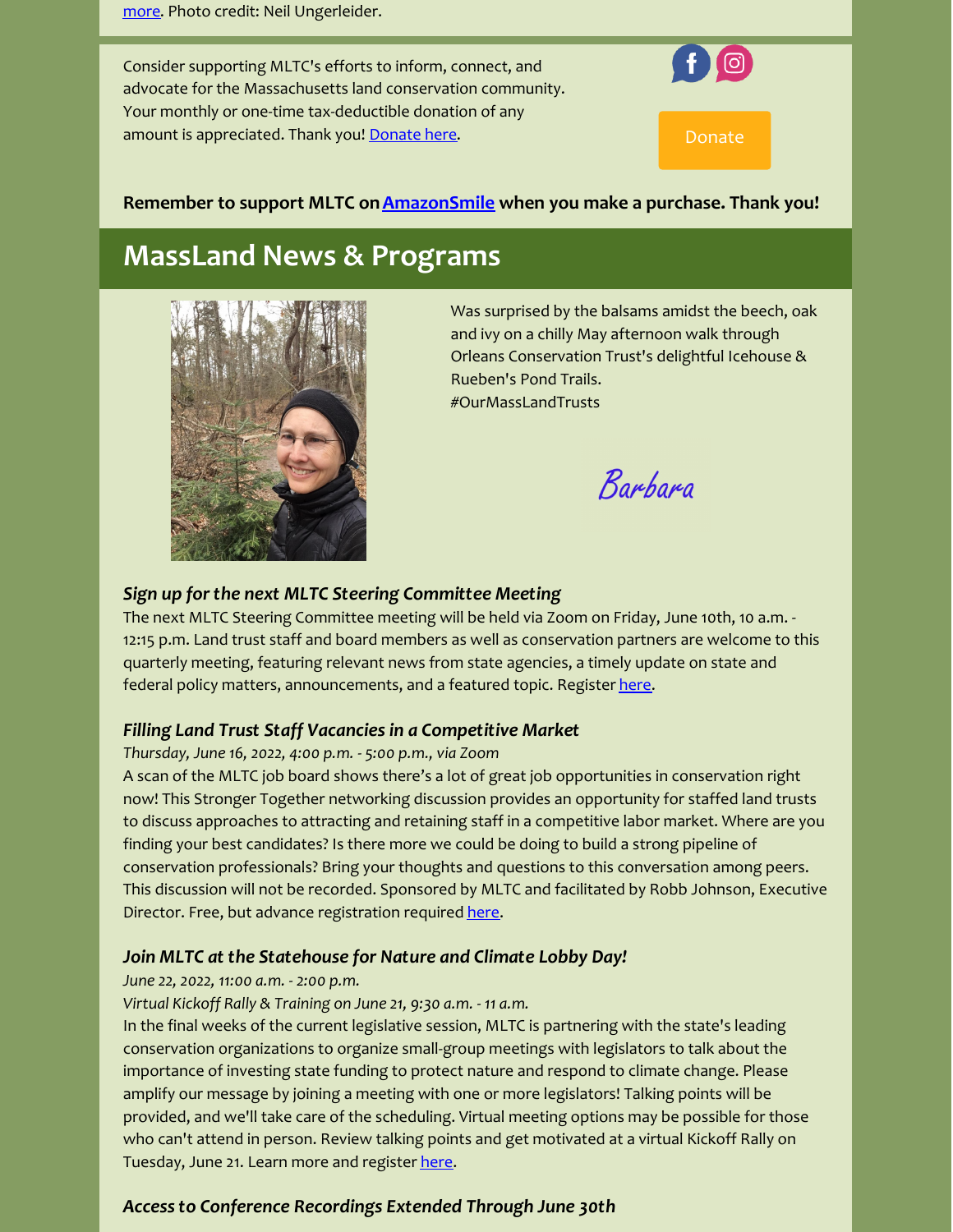more. Photo credit: Neil Ungerleider.

Consider supporting MLTC's efforts to inform, connect, and advocate for the Massachusetts land conservation community. Your monthly or one-time tax-deductible donation of any amount is appreciated. Thank you! Donate here.

Donate

**Remember to support MLTC on AmazonSmile when you make a purchase. Thank you!**

## MassLand News & Programs

Was surprised by the balsams amidst the beech, oak and ivy on a chilly May afternoon walk through Orleans Conservation Trust's delightful Icehouse & Rueben's Pond Trails.
#OurMassLandTrusts

Barbara

### *Sign up for the next MLTC Steering Committee Meeting*

The next MLTC Steering Committee meeting will be held via Zoom on Friday, June 10th, 10 a.m. - 12:15 p.m. Land trust staff and board members as well as conservation partners are welcome to this quarterly meeting, featuring relevant news from state agencies, a timely update on state and federal policy matters, announcements, and a featured topic. Register here.

### *Filling Land Trust Staff Vacancies in a Competitive Market*

*Thursday, June 16, 2022, 4:00 p.m. - 5:00 p.m., via Zoom*

A scan of the MLTC job board shows there's a lot of great job opportunities in conservation right now! This Stronger Together networking discussion provides an opportunity for staffed land trusts to discuss approaches to attracting and retaining staff in a competitive labor market. Where are you finding your best candidates? Is there more we could be doing to build a strong pipeline of conservation professionals? Bring your thoughts and questions to this conversation among peers. This discussion will not be recorded. Sponsored by MLTC and facilitated by Robb Johnson, Executive Director. Free, but advance registration required here.

### *Join MLTC at the Statehouse for Nature and Climate Lobby Day!*

*June 22, 2022, 11:00 a.m. - 2:00 p.m.*

*Virtual Kickoff Rally & Training on June 21, 9:30 a.m. - 11 a.m.*

In the final weeks of the current legislative session, MLTC is partnering with the state's leading conservation organizations to organize small-group meetings with legislators to talk about the importance of investing state funding to protect nature and respond to climate change. Please amplify our message by joining a meeting with one or more legislators! Talking points will be provided, and we'll take care of the scheduling. Virtual meeting options may be possible for those who can't attend in person. Review talking points and get motivated at a virtual Kickoff Rally on Tuesday, June 21. Learn more and register here.

### *Access to Conference Recordings Extended Through June 30th*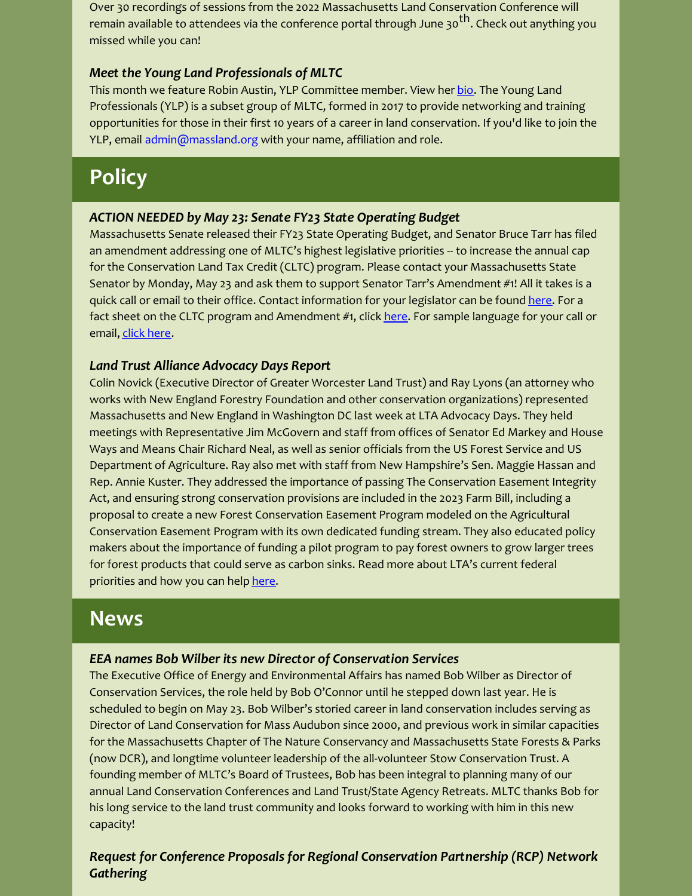Over 30 recordings of sessions from the 2022 Massachusetts Land Conservation Conference will remain available to attendees via the conference portal through June 30th. Check out anything you missed while you can!

### *Meet the Young Land Professionals of MLTC*

This month we feature Robin Austin, YLP Committee member. View her bio. The Young Land Professionals (YLP) is a subset group of MLTC, formed in 2017 to provide networking and training opportunities for those in their first 10 years of a career in land conservation. If you'd like to join the YLP, email admin@massland.org with your name, affiliation and role.

## Policy

### *ACTION NEEDED by May 23: Senate FY23 State Operating Budget*

Massachusetts Senate released their FY23 State Operating Budget, and Senator Bruce Tarr has filed an amendment addressing one of MLTC's highest legislative priorities -- to increase the annual cap for the Conservation Land Tax Credit (CLTC) program. Please contact your Massachusetts State Senator by Monday, May 23 and ask them to support Senator Tarr's Amendment #1! All it takes is a quick call or email to their office. Contact information for your legislator can be found here. For a fact sheet on the CLTC program and Amendment #1, click here. For sample language for your call or email, click here.

### *Land Trust Alliance Advocacy Days Report*

Colin Novick (Executive Director of Greater Worcester Land Trust) and Ray Lyons (an attorney who works with New England Forestry Foundation and other conservation organizations) represented Massachusetts and New England in Washington DC last week at LTA Advocacy Days. They held meetings with Representative Jim McGovern and staff from offices of Senator Ed Markey and House Ways and Means Chair Richard Neal, as well as senior officials from the US Forest Service and US Department of Agriculture. Ray also met with staff from New Hampshire's Sen. Maggie Hassan and Rep. Annie Kuster. They addressed the importance of passing The Conservation Easement Integrity Act, and ensuring strong conservation provisions are included in the 2023 Farm Bill, including a proposal to create a new Forest Conservation Easement Program modeled on the Agricultural Conservation Easement Program with its own dedicated funding stream. They also educated policy makers about the importance of funding a pilot program to pay forest owners to grow larger trees for forest products that could serve as carbon sinks. Read more about LTA's current federal priorities and how you can help here.

## News

### *EEA names Bob Wilber its new Director of Conservation Services*

The Executive Office of Energy and Environmental Affairs has named Bob Wilber as Director of Conservation Services, the role held by Bob O'Connor until he stepped down last year. He is scheduled to begin on May 23. Bob Wilber's storied career in land conservation includes serving as Director of Land Conservation for Mass Audubon since 2000, and previous work in similar capacities for the Massachusetts Chapter of The Nature Conservancy and Massachusetts State Forests & Parks (now DCR), and longtime volunteer leadership of the all-volunteer Stow Conservation Trust. A founding member of MLTC's Board of Trustees, Bob has been integral to planning many of our annual Land Conservation Conferences and Land Trust/State Agency Retreats. MLTC thanks Bob for his long service to the land trust community and looks forward to working with him in this new capacity!

### *Request for Conference Proposals for Regional Conservation Partnership (RCP) Network Gathering*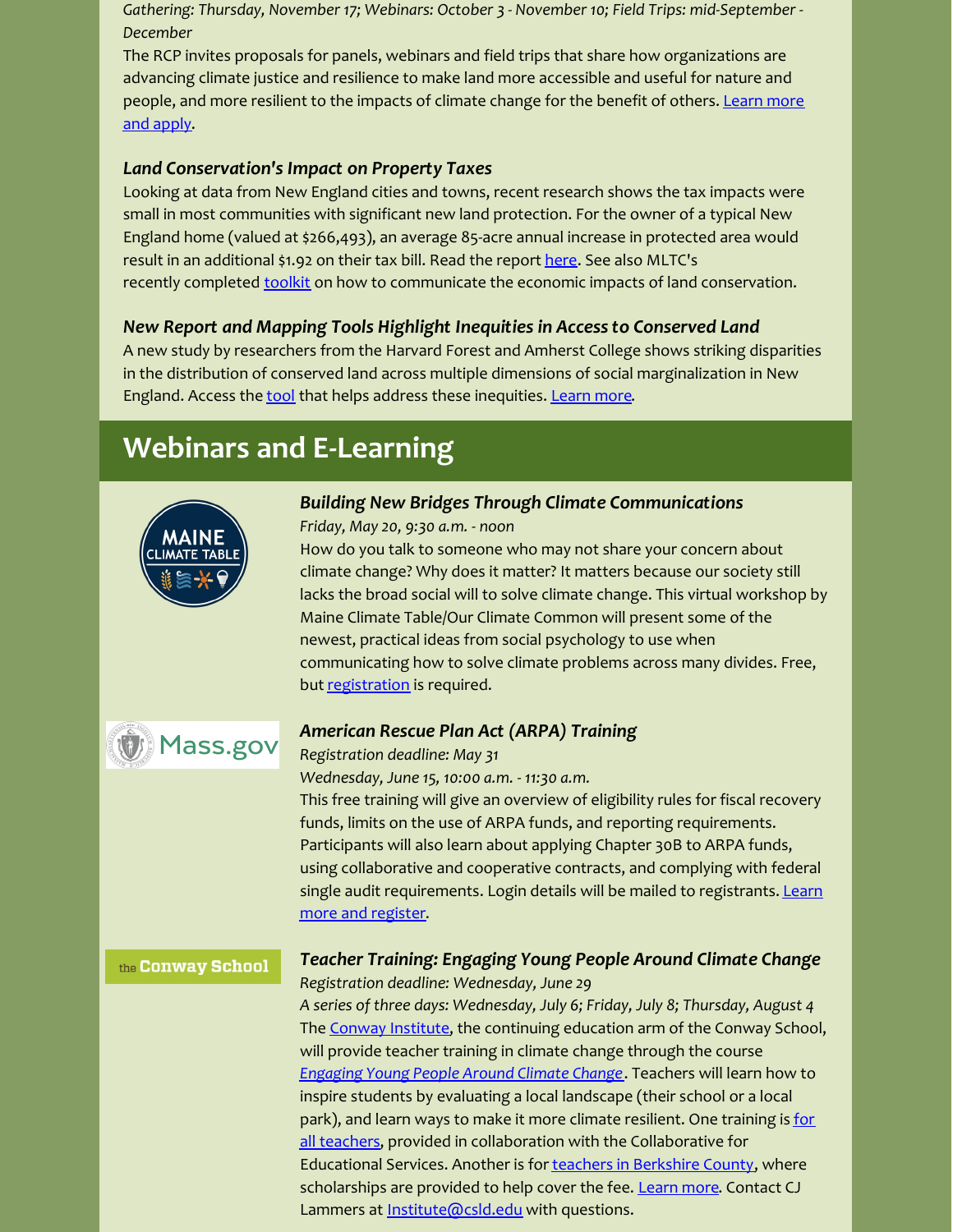*Gathering: Thursday, November 17; Webinars: October 3 - November 10; Field Trips: mid-September - December*

The RCP invites proposals for panels, webinars and field trips that share how organizations are advancing climate justice and resilience to make land more accessible and useful for nature and people, and more resilient to the impacts of climate change for the benefit of others. Learn more and apply.

### *Land Conservation's Impact on Property Taxes*

Looking at data from New England cities and towns, recent research shows the tax impacts were small in most communities with significant new land protection. For the owner of a typical New England home (valued at $266,493), an average 85-acre annual increase in protected area would result in an additional $1.92 on their tax bill. Read the report here. See also MLTC's recently completed toolkit on how to communicate the economic impacts of land conservation.

### *New Report and Mapping Tools Highlight Inequities in Access to Conserved Land*

A new study by researchers from the Harvard Forest and Amherst College shows striking disparities in the distribution of conserved land across multiple dimensions of social marginalization in New England. Access the tool that helps address these inequities. Learn more.

## Webinars and E-Learning

### *Building New Bridges Through Climate Communications*

*Friday, May 20, 9:30 a.m. - noon*

How do you talk to someone who may not share your concern about climate change? Why does it matter? It matters because our society still lacks the broad social will to solve climate change. This virtual workshop by Maine Climate Table/Our Climate Common will present some of the newest, practical ideas from social psychology to use when communicating how to solve climate problems across many divides. Free, but registration is required.

### *American Rescue Plan Act (ARPA) Training*

*Registration deadline: May 31*

*Wednesday, June 15, 10:00 a.m. - 11:30 a.m.*

This free training will give an overview of eligibility rules for fiscal recovery funds, limits on the use of ARPA funds, and reporting requirements. Participants will also learn about applying Chapter 30B to ARPA funds, using collaborative and cooperative contracts, and complying with federal single audit requirements. Login details will be mailed to registrants. Learn more and register.

### *Teacher Training: Engaging Young People Around Climate Change*

*Registration deadline: Wednesday, June 29*

*A series of three days: Wednesday, July 6; Friday, July 8; Thursday, August 4*

The Conway Institute, the continuing education arm of the Conway School, will provide teacher training in climate change through the course *Engaging Young People Around Climate Change*. Teachers will learn how to inspire students by evaluating a local landscape (their school or a local park), and learn ways to make it more climate resilient. One training is for all teachers, provided in collaboration with the Collaborative for Educational Services. Another is for teachers in Berkshire County, where scholarships are provided to help cover the fee. Learn more. Contact CJ Lammers at Institute@csld.edu with questions.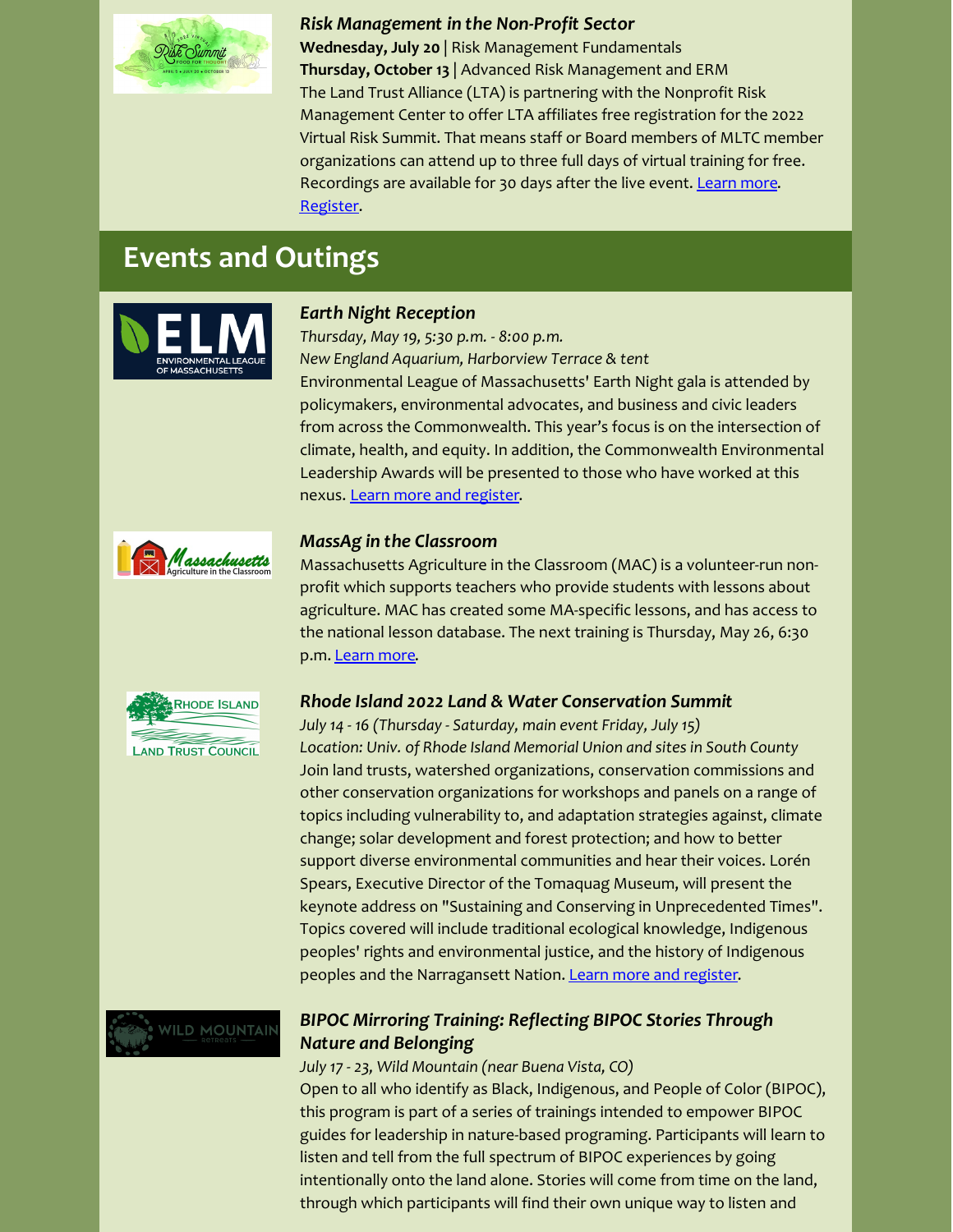### *Risk Management in the Non-Profit Sector*

**Wednesday, July 20** | Risk Management Fundamentals
**Thursday, October 13** | Advanced Risk Management and ERM
The Land Trust Alliance (LTA) is partnering with the Nonprofit Risk Management Center to offer LTA affiliates free registration for the 2022 Virtual Risk Summit. That means staff or Board members of MLTC member organizations can attend up to three full days of virtual training for free. Recordings are available for 30 days after the live event. Learn more. Register.

## Events and Outings

### *Earth Night Reception*

*Thursday, May 19, 5:30 p.m. - 8:00 p.m.*
*New England Aquarium, Harborview Terrace & tent*
Environmental League of Massachusetts' Earth Night gala is attended by policymakers, environmental advocates, and business and civic leaders from across the Commonwealth. This year's focus is on the intersection of climate, health, and equity. In addition, the Commonwealth Environmental Leadership Awards will be presented to those who have worked at this nexus. Learn more and register.

### *MassAg in the Classroom*

Massachusetts Agriculture in the Classroom (MAC) is a volunteer-run non-profit which supports teachers who provide students with lessons about agriculture. MAC has created some MA-specific lessons, and has access to the national lesson database. The next training is Thursday, May 26, 6:30 p.m. Learn more.

### *Rhode Island 2022 Land & Water Conservation Summit*

*July 14 - 16 (Thursday - Saturday, main event Friday, July 15)*
*Location: Univ. of Rhode Island Memorial Union and sites in South County*
Join land trusts, watershed organizations, conservation commissions and other conservation organizations for workshops and panels on a range of topics including vulnerability to, and adaptation strategies against, climate change; solar development and forest protection; and how to better support diverse environmental communities and hear their voices. Lorén Spears, Executive Director of the Tomaquag Museum, will present the keynote address on "Sustaining and Conserving in Unprecedented Times". Topics covered will include traditional ecological knowledge, Indigenous peoples' rights and environmental justice, and the history of Indigenous peoples and the Narragansett Nation. Learn more and register.

### *BIPOC Mirroring Training: Reflecting BIPOC Stories Through Nature and Belonging*

*July 17 - 23, Wild Mountain (near Buena Vista, CO)*
Open to all who identify as Black, Indigenous, and People of Color (BIPOC), this program is part of a series of trainings intended to empower BIPOC guides for leadership in nature-based programing. Participants will learn to listen and tell from the full spectrum of BIPOC experiences by going intentionally onto the land alone. Stories will come from time on the land, through which participants will find their own unique way to listen and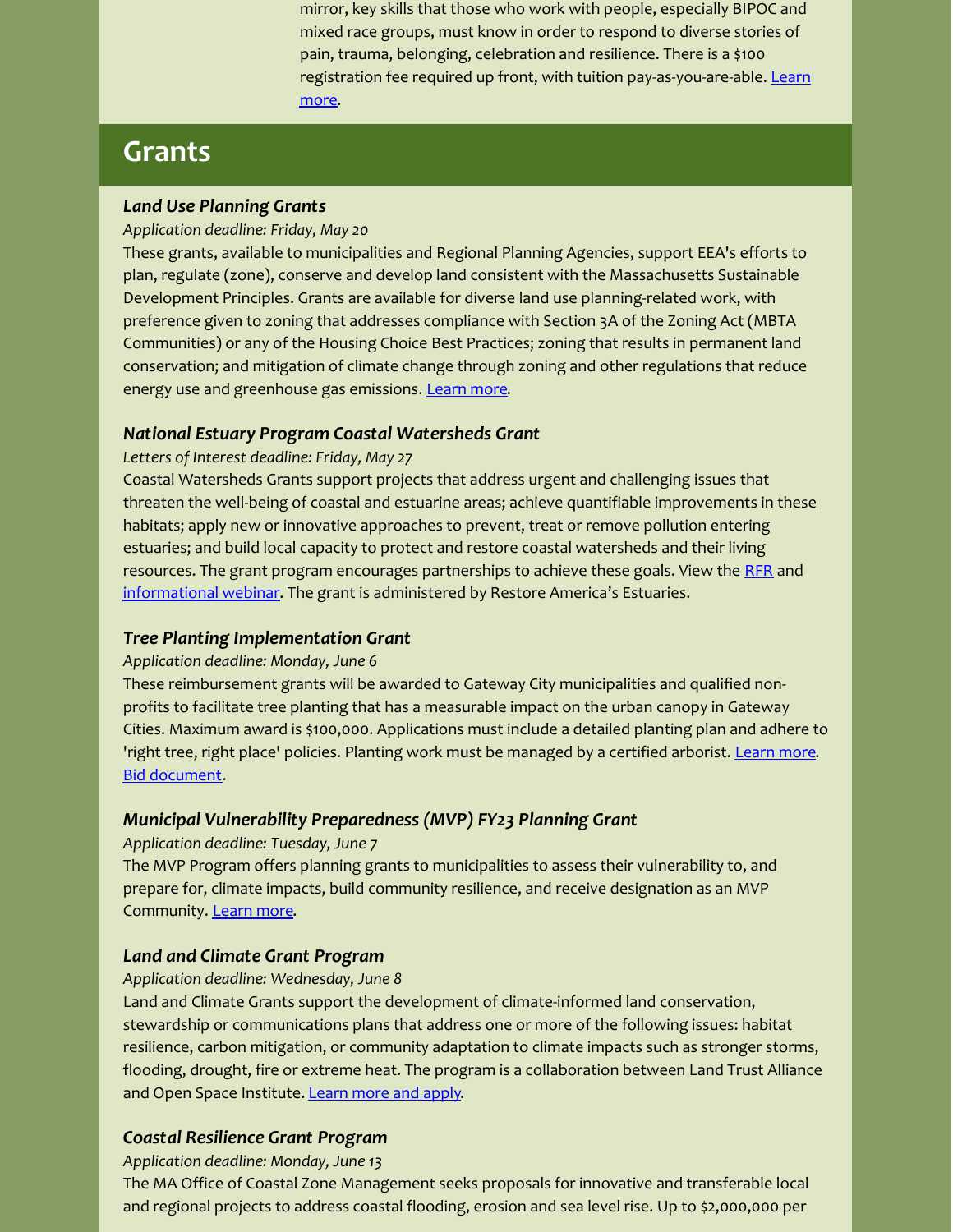mirror, key skills that those who work with people, especially BIPOC and mixed race groups, must know in order to respond to diverse stories of pain, trauma, belonging, celebration and resilience. There is a $100 registration fee required up front, with tuition pay-as-you-are-able. Learn more.

## Grants

### *Land Use Planning Grants*

*Application deadline: Friday, May 20*

These grants, available to municipalities and Regional Planning Agencies, support EEA's efforts to plan, regulate (zone), conserve and develop land consistent with the Massachusetts Sustainable Development Principles. Grants are available for diverse land use planning-related work, with preference given to zoning that addresses compliance with Section 3A of the Zoning Act (MBTA Communities) or any of the Housing Choice Best Practices; zoning that results in permanent land conservation; and mitigation of climate change through zoning and other regulations that reduce energy use and greenhouse gas emissions. Learn more.

### *National Estuary Program Coastal Watersheds Grant*

*Letters of Interest deadline: Friday, May 27*

Coastal Watersheds Grants support projects that address urgent and challenging issues that threaten the well-being of coastal and estuarine areas; achieve quantifiable improvements in these habitats; apply new or innovative approaches to prevent, treat or remove pollution entering estuaries; and build local capacity to protect and restore coastal watersheds and their living resources. The grant program encourages partnerships to achieve these goals. View the RFR and informational webinar. The grant is administered by Restore America's Estuaries.

### *Tree Planting Implementation Grant*

*Application deadline: Monday, June 6*

These reimbursement grants will be awarded to Gateway City municipalities and qualified non-profits to facilitate tree planting that has a measurable impact on the urban canopy in Gateway Cities. Maximum award is $100,000. Applications must include a detailed planting plan and adhere to 'right tree, right place' policies. Planting work must be managed by a certified arborist. Learn more. Bid document.

### *Municipal Vulnerability Preparedness (MVP) FY23 Planning Grant*

*Application deadline: Tuesday, June 7*

The MVP Program offers planning grants to municipalities to assess their vulnerability to, and prepare for, climate impacts, build community resilience, and receive designation as an MVP Community. Learn more.

### *Land and Climate Grant Program*

*Application deadline: Wednesday, June 8*

Land and Climate Grants support the development of climate-informed land conservation, stewardship or communications plans that address one or more of the following issues: habitat resilience, carbon mitigation, or community adaptation to climate impacts such as stronger storms, flooding, drought, fire or extreme heat. The program is a collaboration between Land Trust Alliance and Open Space Institute. Learn more and apply.

### *Coastal Resilience Grant Program*

*Application deadline: Monday, June 13*

The MA Office of Coastal Zone Management seeks proposals for innovative and transferable local and regional projects to address coastal flooding, erosion and sea level rise. Up to $2,000,000 per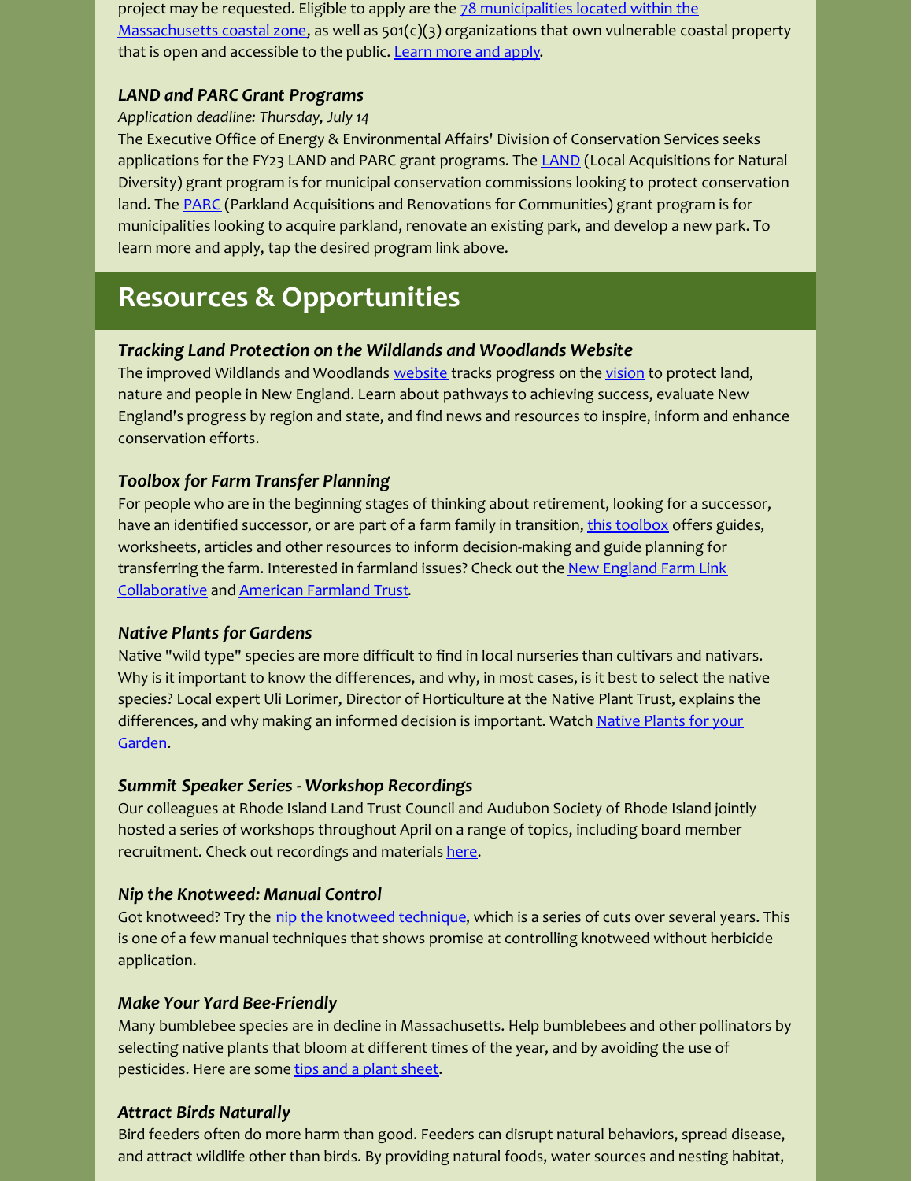project may be requested. Eligible to apply are the 78 municipalities located within the Massachusetts coastal zone, as well as 501(c)(3) organizations that own vulnerable coastal property that is open and accessible to the public. Learn more and apply.

### *LAND and PARC Grant Programs*

*Application deadline: Thursday, July 14*

The Executive Office of Energy & Environmental Affairs' Division of Conservation Services seeks applications for the FY23 LAND and PARC grant programs. The LAND (Local Acquisitions for Natural Diversity) grant program is for municipal conservation commissions looking to protect conservation land. The PARC (Parkland Acquisitions and Renovations for Communities) grant program is for municipalities looking to acquire parkland, renovate an existing park, and develop a new park. To learn more and apply, tap the desired program link above.

## Resources & Opportunities

### *Tracking Land Protection on the Wildlands and Woodlands Website*

The improved Wildlands and Woodlands website tracks progress on the vision to protect land, nature and people in New England. Learn about pathways to achieving success, evaluate New England's progress by region and state, and find news and resources to inspire, inform and enhance conservation efforts.

### *Toolbox for Farm Transfer Planning*

For people who are in the beginning stages of thinking about retirement, looking for a successor, have an identified successor, or are part of a farm family in transition, this toolbox offers guides, worksheets, articles and other resources to inform decision-making and guide planning for transferring the farm. Interested in farmland issues? Check out the New England Farm Link Collaborative and American Farmland Trust.

### *Native Plants for Gardens*

Native "wild type" species are more difficult to find in local nurseries than cultivars and nativars. Why is it important to know the differences, and why, in most cases, is it best to select the native species? Local expert Uli Lorimer, Director of Horticulture at the Native Plant Trust, explains the differences, and why making an informed decision is important. Watch Native Plants for your Garden.

### *Summit Speaker Series - Workshop Recordings*

Our colleagues at Rhode Island Land Trust Council and Audubon Society of Rhode Island jointly hosted a series of workshops throughout April on a range of topics, including board member recruitment. Check out recordings and materials here.

### *Nip the Knotweed: Manual Control*

Got knotweed? Try the nip the knotweed technique, which is a series of cuts over several years. This is one of a few manual techniques that shows promise at controlling knotweed without herbicide application.

### *Make Your Yard Bee-Friendly*

Many bumblebee species are in decline in Massachusetts. Help bumblebees and other pollinators by selecting native plants that bloom at different times of the year, and by avoiding the use of pesticides. Here are some tips and a plant sheet.

### *Attract Birds Naturally*

Bird feeders often do more harm than good. Feeders can disrupt natural behaviors, spread disease, and attract wildlife other than birds. By providing natural foods, water sources and nesting habitat,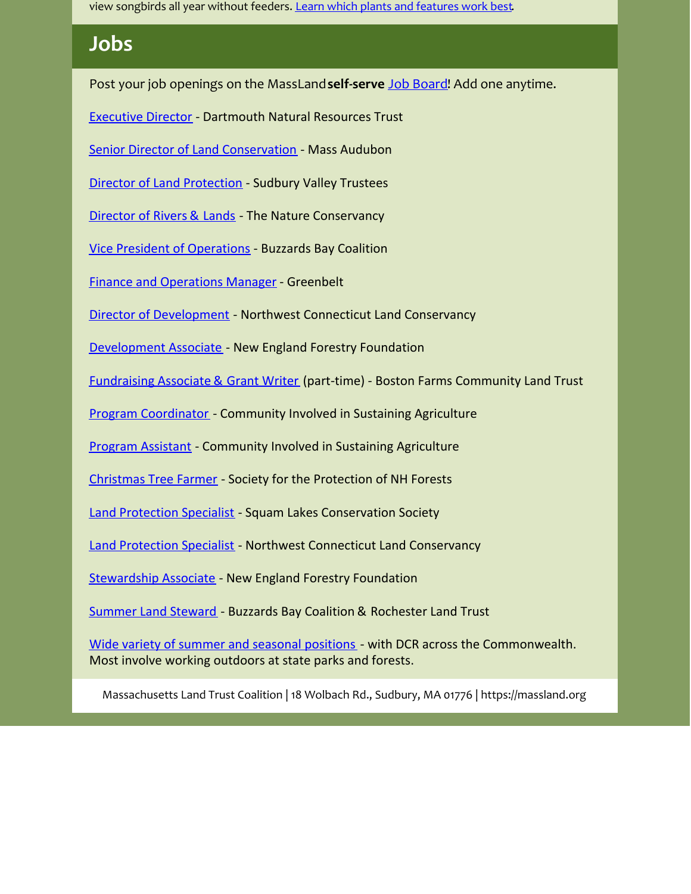view songbirds all year without feeders. Learn which plants and features work best.

## Jobs

Post your job openings on the MassLand **self-serve** Job Board! Add one anytime.

Executive Director - Dartmouth Natural Resources Trust

Senior Director of Land Conservation - Mass Audubon

Director of Land Protection - Sudbury Valley Trustees

Director of Rivers & Lands - The Nature Conservancy

Vice President of Operations - Buzzards Bay Coalition

Finance and Operations Manager - Greenbelt

Director of Development - Northwest Connecticut Land Conservancy

Development Associate - New England Forestry Foundation

Fundraising Associate & Grant Writer (part-time) - Boston Farms Community Land Trust

Program Coordinator - Community Involved in Sustaining Agriculture

Program Assistant - Community Involved in Sustaining Agriculture

Christmas Tree Farmer - Society for the Protection of NH Forests

Land Protection Specialist - Squam Lakes Conservation Society

Land Protection Specialist - Northwest Connecticut Land Conservancy

Stewardship Associate - New England Forestry Foundation

Summer Land Steward - Buzzards Bay Coalition & Rochester Land Trust

Wide variety of summer and seasonal positions - with DCR across the Commonwealth. Most involve working outdoors at state parks and forests.

Massachusetts Land Trust Coalition | 18 Wolbach Rd., Sudbury, MA 01776 | https://massland.org